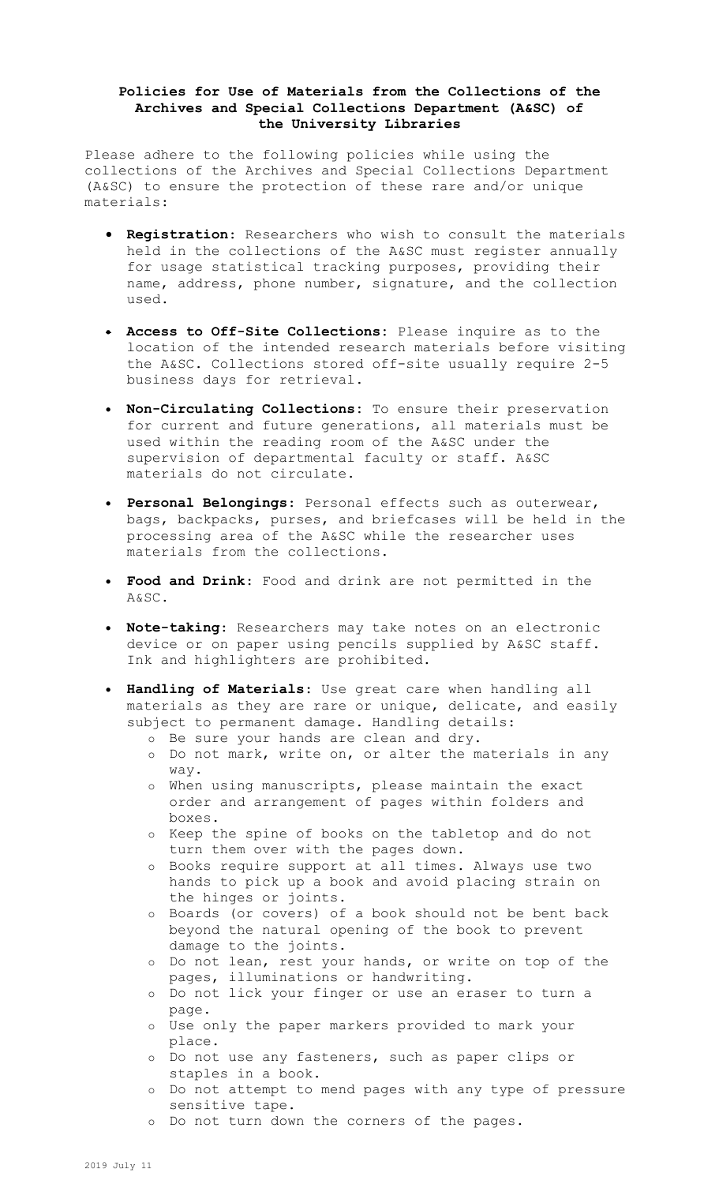**Policies for Use of Materials from the Collections of the Archives and Special Collections Department (A&SC) of the University Libraries**

Please adhere to the following policies while using the collections of the Archives and Special Collections Department (A&SC) to ensure the protection of these rare and/or unique materials:

- **Registration:** Researchers who wish to consult the materials held in the collections of the A&SC must register annually for usage statistical tracking purposes, providing their name, address, phone number, signature, and the collection used.
- **Access to Off-Site Collections:** Please inquire as to the location of the intended research materials before visiting the A&SC. Collections stored off-site usually require 2-5 business days for retrieval.
- **Non-Circulating Collections:** To ensure their preservation for current and future generations, all materials must be used within the reading room of the A&SC under the supervision of departmental faculty or staff. A&SC materials do not circulate.
- **Personal Belongings:** Personal effects such as outerwear, bags, backpacks, purses, and briefcases will be held in the processing area of the A&SC while the researcher uses materials from the collections.
- **Food and Drink:** Food and drink are not permitted in the A&SC.
- **Note-taking:** Researchers may take notes on an electronic device or on paper using pencils supplied by A&SC staff. Ink and highlighters are prohibited.
- **Handling of Materials:** Use great care when handling all materials as they are rare or unique, delicate, and easily subject to permanent damage. Handling details:
  - Be sure your hands are clean and dry.
  - Do not mark, write on, or alter the materials in any way.
  - When using manuscripts, please maintain the exact order and arrangement of pages within folders and boxes.
  - Keep the spine of books on the tabletop and do not turn them over with the pages down.
  - Books require support at all times. Always use two hands to pick up a book and avoid placing strain on the hinges or joints.
  - Boards (or covers) of a book should not be bent back beyond the natural opening of the book to prevent damage to the joints.
  - Do not lean, rest your hands, or write on top of the pages, illuminations or handwriting.
  - Do not lick your finger or use an eraser to turn a page.
  - Use only the paper markers provided to mark your place.
  - Do not use any fasteners, such as paper clips or staples in a book.
  - Do not attempt to mend pages with any type of pressure sensitive tape.
  - Do not turn down the corners of the pages.

2019 July 11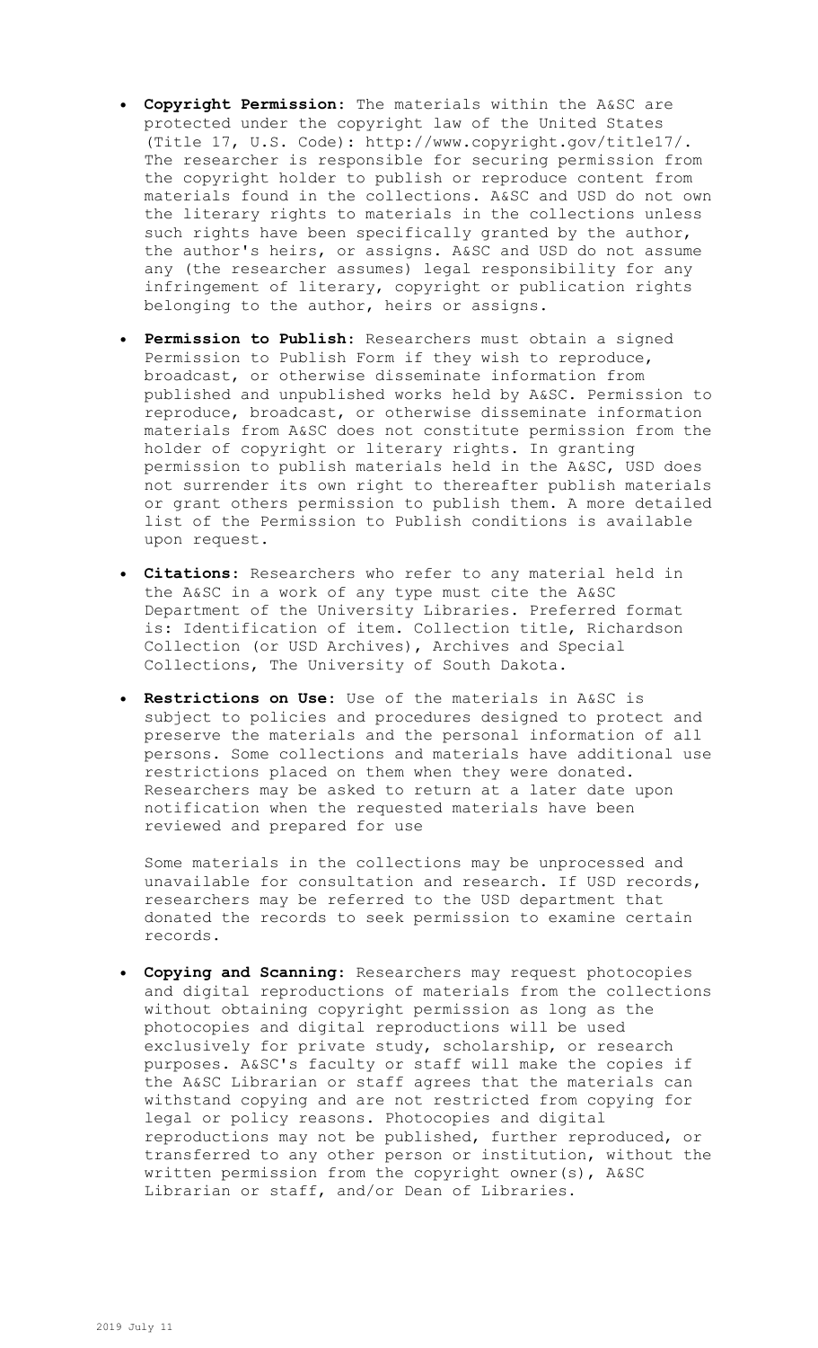- **Copyright Permission:** The materials within the A&SC are protected under the copyright law of the United States (Title 17, U.S. Code): http://www.copyright.gov/title17/. The researcher is responsible for securing permission from the copyright holder to publish or reproduce content from materials found in the collections. A&SC and USD do not own the literary rights to materials in the collections unless such rights have been specifically granted by the author, the author's heirs, or assigns. A&SC and USD do not assume any (the researcher assumes) legal responsibility for any infringement of literary, copyright or publication rights belonging to the author, heirs or assigns.

- **Permission to Publish:** Researchers must obtain a signed Permission to Publish Form if they wish to reproduce, broadcast, or otherwise disseminate information from published and unpublished works held by A&SC. Permission to reproduce, broadcast, or otherwise disseminate information materials from A&SC does not constitute permission from the holder of copyright or literary rights. In granting permission to publish materials held in the A&SC, USD does not surrender its own right to thereafter publish materials or grant others permission to publish them. A more detailed list of the Permission to Publish conditions is available upon request.

- **Citations:** Researchers who refer to any material held in the A&SC in a work of any type must cite the A&SC Department of the University Libraries. Preferred format is: Identification of item. Collection title, Richardson Collection (or USD Archives), Archives and Special Collections, The University of South Dakota.

- **Restrictions on Use:** Use of the materials in A&SC is subject to policies and procedures designed to protect and preserve the materials and the personal information of all persons. Some collections and materials have additional use restrictions placed on them when they were donated. Researchers may be asked to return at a later date upon notification when the requested materials have been reviewed and prepared for use

  Some materials in the collections may be unprocessed and unavailable for consultation and research. If USD records, researchers may be referred to the USD department that donated the records to seek permission to examine certain records.

- **Copying and Scanning:** Researchers may request photocopies and digital reproductions of materials from the collections without obtaining copyright permission as long as the photocopies and digital reproductions will be used exclusively for private study, scholarship, or research purposes. A&SC's faculty or staff will make the copies if the A&SC Librarian or staff agrees that the materials can withstand copying and are not restricted from copying for legal or policy reasons. Photocopies and digital reproductions may not be published, further reproduced, or transferred to any other person or institution, without the written permission from the copyright owner(s), A&SC Librarian or staff, and/or Dean of Libraries.

2019 July 11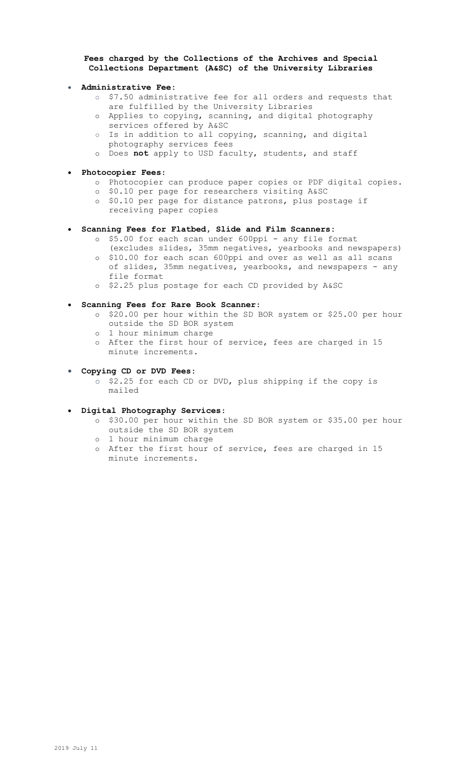**Fees charged by the Collections of the Archives and Special Collections Department (A&SC) of the University Libraries**

- **Administrative Fee:**
  - $7.50 administrative fee for all orders and requests that are fulfilled by the University Libraries
  - Applies to copying, scanning, and digital photography services offered by A&SC
  - Is in addition to all copying, scanning, and digital photography services fees
  - Does **not** apply to USD faculty, students, and staff

- **Photocopier Fees:**
  - Photocopier can produce paper copies or PDF digital copies.
  - $0.10 per page for researchers visiting A&SC
  - $0.10 per page for distance patrons, plus postage if receiving paper copies

- **Scanning Fees for Flatbed, Slide and Film Scanners:**
  - $5.00 for each scan under 600ppi - any file format (excludes slides, 35mm negatives, yearbooks and newspapers)
  - $10.00 for each scan 600ppi and over as well as all scans of slides, 35mm negatives, yearbooks, and newspapers - any file format
  - $2.25 plus postage for each CD provided by A&SC

- **Scanning Fees for Rare Book Scanner:**
  - $20.00 per hour within the SD BOR system or $25.00 per hour outside the SD BOR system
  - 1 hour minimum charge
  - After the first hour of service, fees are charged in 15 minute increments.

- **Copying CD or DVD Fees:**
  - $2.25 for each CD or DVD, plus shipping if the copy is mailed

- **Digital Photography Services:**
  - $30.00 per hour within the SD BOR system or $35.00 per hour outside the SD BOR system
  - 1 hour minimum charge
  - After the first hour of service, fees are charged in 15 minute increments.

2019 July 11